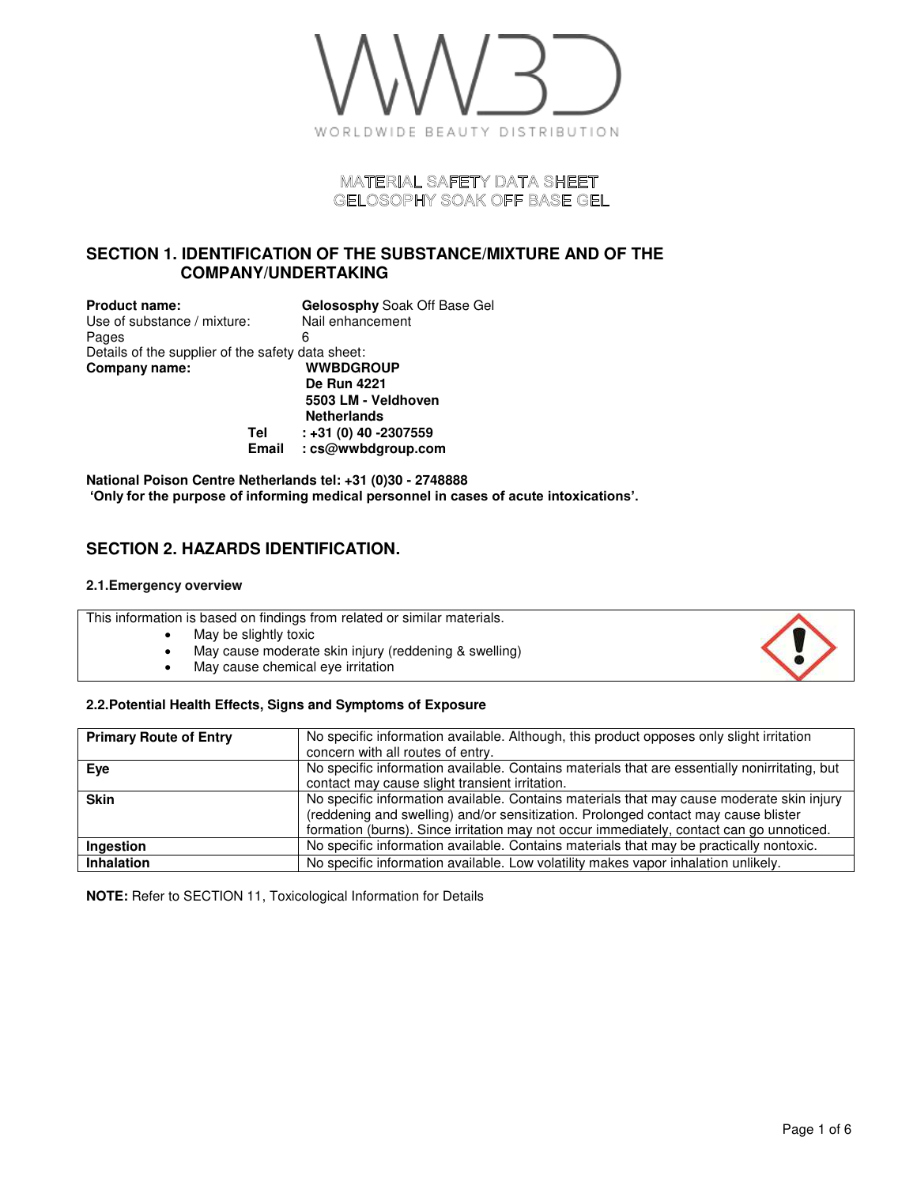WORLDWIDE BEAUTY DISTRIBUTION

**MATERIAL SAFETY DATA SHEET**
**GELOSOPHY SOAK OFF BASE GEL**

## SECTION 1. IDENTIFICATION OF THE SUBSTANCE/MIXTURE AND OF THE COMPANY/UNDERTAKING

**Product name:** **Gelosophy** Soak Off Base Gel
Use of substance / mixture: Nail enhancement
Pages 6
Details of the supplier of the safety data sheet:
**Company name:** **WWBDGROUP**
**De Run 4221**
**5503 LM - Veldhoven**
**Netherlands**
**Tel : +31 (0) 40 -2307559**
**Email : cs@wwbdgroup.com**

**National Poison Centre Netherlands tel: +31 (0)30 - 2748888**
**'Only for the purpose of informing medical personnel in cases of acute intoxications'.**

## SECTION 2. HAZARDS IDENTIFICATION.

### 2.1.Emergency overview

This information is based on findings from related or similar materials.

- May be slightly toxic
- May cause moderate skin injury (reddening & swelling)
- May cause chemical eye irritation

### 2.2.Potential Health Effects, Signs and Symptoms of Exposure

| | |
|---|---|
| **Primary Route of Entry** | No specific information available. Although, this product opposes only slight irritation concern with all routes of entry. |
| **Eye** | No specific information available. Contains materials that are essentially nonirritating, but contact may cause slight transient irritation. |
| **Skin** | No specific information available. Contains materials that may cause moderate skin injury (reddening and swelling) and/or sensitization. Prolonged contact may cause blister formation (burns). Since irritation may not occur immediately, contact can go unnoticed. |
| **Ingestion** | No specific information available. Contains materials that may be practically nontoxic. |
| **Inhalation** | No specific information available. Low volatility makes vapor inhalation unlikely. |

**NOTE:** Refer to SECTION 11, Toxicological Information for Details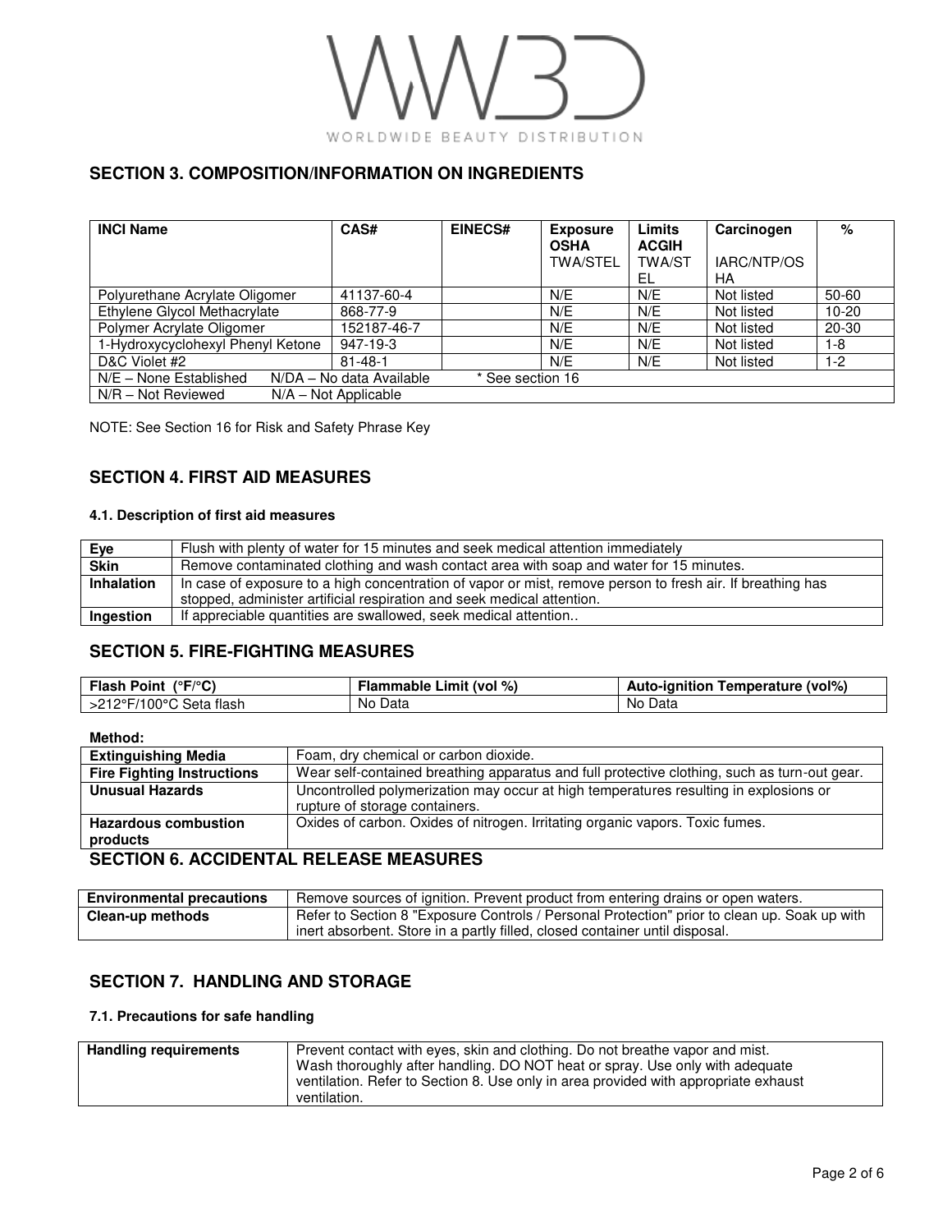## SECTION 3. COMPOSITION/INFORMATION ON INGREDIENTS

| INCI Name | CAS# | EINECS# | Exposure OSHA TWA/STEL | Limits ACGIH TWA/STEL | Carcinogen IARC/NTP/OSHA | % |
|---|---|---|---|---|---|---|
| Polyurethane Acrylate Oligomer | 41137-60-4 | | N/E | N/E | Not listed | 50-60 |
| Ethylene Glycol Methacrylate | 868-77-9 | | N/E | N/E | Not listed | 10-20 |
| Polymer Acrylate Oligomer | 152187-46-7 | | N/E | N/E | Not listed | 20-30 |
| 1-Hydroxycyclohexyl Phenyl Ketone | 947-19-3 | | N/E | N/E | Not listed | 1-8 |
| D&C Violet #2 | 81-48-1 | | N/E | N/E | Not listed | 1-2 |
| N/E – None Established N/DA – No data Available * See section 16 | | | | | | |
| N/R – Not Reviewed N/A – Not Applicable | | | | | | |

NOTE: See Section 16 for Risk and Safety Phrase Key

## SECTION 4. FIRST AID MEASURES

### 4.1. Description of first aid measures

| | |
|---|---|
| **Eye** | Flush with plenty of water for 15 minutes and seek medical attention immediately |
| **Skin** | Remove contaminated clothing and wash contact area with soap and water for 15 minutes. |
| **Inhalation** | In case of exposure to a high concentration of vapor or mist, remove person to fresh air. If breathing has stopped, administer artificial respiration and seek medical attention. |
| **Ingestion** | If appreciable quantities are swallowed, seek medical attention.. |

## SECTION 5. FIRE-FIGHTING MEASURES

| Flash Point (°F/°C) | Flammable Limit (vol %) | Auto-ignition Temperature (vol%) |
|---|---|---|
| >212°F/100°C Seta flash | No Data | No Data |

**Method:**

| | |
|---|---|
| **Extinguishing Media** | Foam, dry chemical or carbon dioxide. |
| **Fire Fighting Instructions** | Wear self-contained breathing apparatus and full protective clothing, such as turn-out gear. |
| **Unusual Hazards** | Uncontrolled polymerization may occur at high temperatures resulting in explosions or rupture of storage containers. |
| **Hazardous combustion products** | Oxides of carbon. Oxides of nitrogen. Irritating organic vapors. Toxic fumes. |

## SECTION 6. ACCIDENTAL RELEASE MEASURES

| | |
|---|---|
| **Environmental precautions** | Remove sources of ignition. Prevent product from entering drains or open waters. |
| **Clean-up methods** | Refer to Section 8 "Exposure Controls / Personal Protection" prior to clean up. Soak up with inert absorbent. Store in a partly filled, closed container until disposal. |

## SECTION 7. HANDLING AND STORAGE

### 7.1. Precautions for safe handling

| | |
|---|---|
| **Handling requirements** | Prevent contact with eyes, skin and clothing. Do not breathe vapor and mist. Wash thoroughly after handling. DO NOT heat or spray. Use only with adequate ventilation. Refer to Section 8. Use only in area provided with appropriate exhaust ventilation. |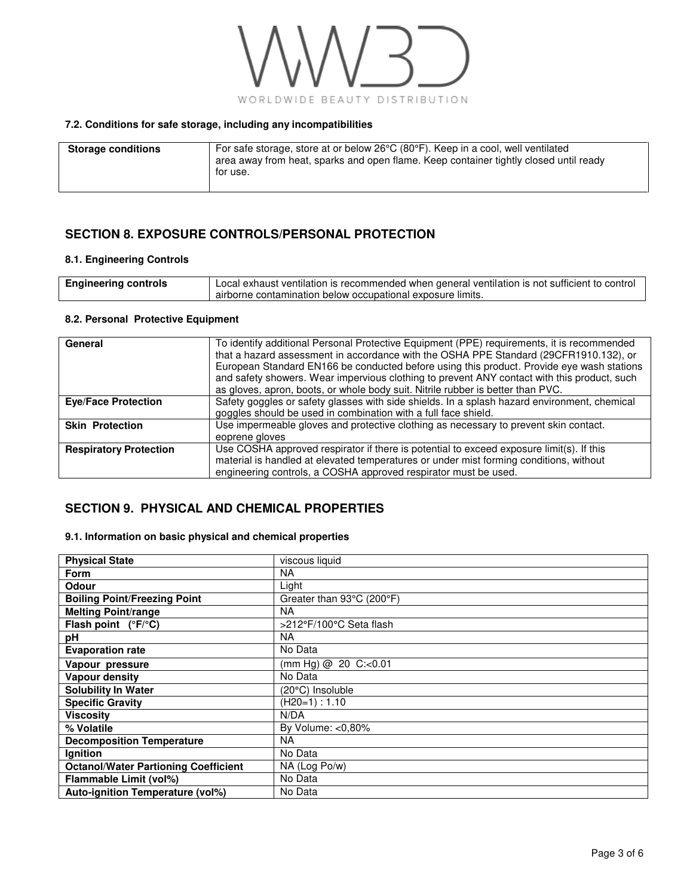#### 7.2. Conditions for safe storage, including any incompatibilities

| Storage conditions | For safe storage, store at or below 26°C (80°F). Keep in a cool, well ventilated area away from heat, sparks and open flame. Keep container tightly closed until ready for use. |
|---|---|

## SECTION 8. EXPOSURE CONTROLS/PERSONAL PROTECTION

#### 8.1. Engineering Controls

| Engineering controls | Local exhaust ventilation is recommended when general ventilation is not sufficient to control airborne contamination below occupational exposure limits. |
|---|---|

#### 8.2. Personal Protective Equipment

| General | To identify additional Personal Protective Equipment (PPE) requirements, it is recommended that a hazard assessment in accordance with the OSHA PPE Standard (29CFR1910.132), or European Standard EN166 be conducted before using this product. Provide eye wash stations and safety showers. Wear impervious clothing to prevent ANY contact with this product, such as gloves, apron, boots, or whole body suit. Nitrile rubber is better than PVC. |
|---|---|
| **Eye/Face Protection** | Safety goggles or safety glasses with side shields. In a splash hazard environment, chemical goggles should be used in combination with a full face shield. |
| **Skin Protection** | Use impermeable gloves and protective clothing as necessary to prevent skin contact. eoprene gloves |
| **Respiratory Protection** | Use COSHA approved respirator if there is potential to exceed exposure limit(s). If this material is handled at elevated temperatures or under mist forming conditions, without engineering controls, a COSHA approved respirator must be used. |

## SECTION 9. PHYSICAL AND CHEMICAL PROPERTIES

#### 9.1. Information on basic physical and chemical properties

| Physical State | viscous liquid |
|---|---|
| **Form** | NA |
| **Odour** | Light |
| **Boiling Point/Freezing Point** | Greater than 93°C (200°F) |
| **Melting Point/range** | NA |
| **Flash point (°F/°C)** | >212°F/100°C Seta flash |
| **pH** | NA |
| **Evaporation rate** | No Data |
| **Vapour pressure** | (mm Hg) @ 20 C:<0.01 |
| **Vapour density** | No Data |
| **Solubility In Water** | (20°C) Insoluble |
| **Specific Gravity** | (H20=1) : 1.10 |
| **Viscosity** | N/DA |
| **% Volatile** | By Volume: <0,80% |
| **Decomposition Temperature** | NA |
| **Ignition** | No Data |
| **Octanol/Water Partioning Coefficient** | NA (Log Po/w) |
| **Flammable Limit (vol%)** | No Data |
| **Auto-ignition Temperature (vol%)** | No Data |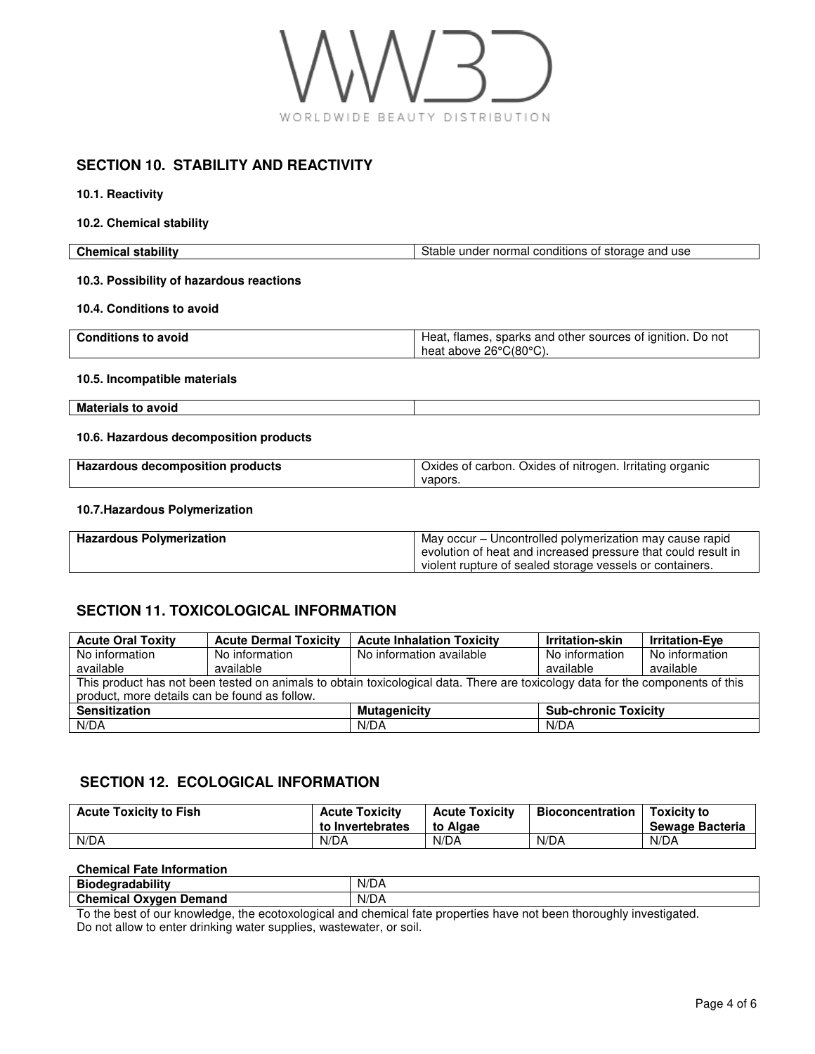## SECTION 10. STABILITY AND REACTIVITY

**10.1. Reactivity**

**10.2. Chemical stability**

| **Chemical stability** | Stable under normal conditions of storage and use |
|---|---|

**10.3. Possibility of hazardous reactions**

**10.4. Conditions to avoid**

| **Conditions to avoid** | Heat, flames, sparks and other sources of ignition. Do not heat above 26°C(80°C). |
|---|---|

**10.5. Incompatible materials**

| **Materials to avoid** | |
|---|---|

**10.6. Hazardous decomposition products**

| **Hazardous decomposition products** | Oxides of carbon. Oxides of nitrogen. Irritating organic vapors. |
|---|---|

**10.7.Hazardous Polymerization**

| **Hazardous Polymerization** | May occur – Uncontrolled polymerization may cause rapid evolution of heat and increased pressure that could result in violent rupture of sealed storage vessels or containers. |
|---|---|

## SECTION 11. TOXICOLOGICAL INFORMATION

| **Acute Oral Toxity** | **Acute Dermal Toxicity** | **Acute Inhalation Toxicity** | **Irritation-skin** | **Irritation-Eye** |
|---|---|---|---|---|
| No information available | No information available | No information available | No information available | No information available |
| This product has not been tested on animals to obtain toxicological data. There are toxicology data for the components of this product, more details can be found as follow. | | | | |
| **Sensitization** | | **Mutagenicity** | **Sub-chronic Toxicity** | |
| N/DA | | N/DA | N/DA | |

## SECTION 12. ECOLOGICAL INFORMATION

| **Acute Toxicity to Fish** | **Acute Toxicity to Invertebrates** | **Acute Toxicity to Algae** | **Bioconcentration** | **Toxicity to Sewage Bacteria** |
|---|---|---|---|---|
| N/DA | N/DA | N/DA | N/DA | N/DA |

**Chemical Fate Information**

| **Biodegradability** | N/DA |
|---|---|
| **Chemical Oxygen Demand** | N/DA |

To the best of our knowledge, the ecotoxological and chemical fate properties have not been thoroughly investigated.
Do not allow to enter drinking water supplies, wastewater, or soil.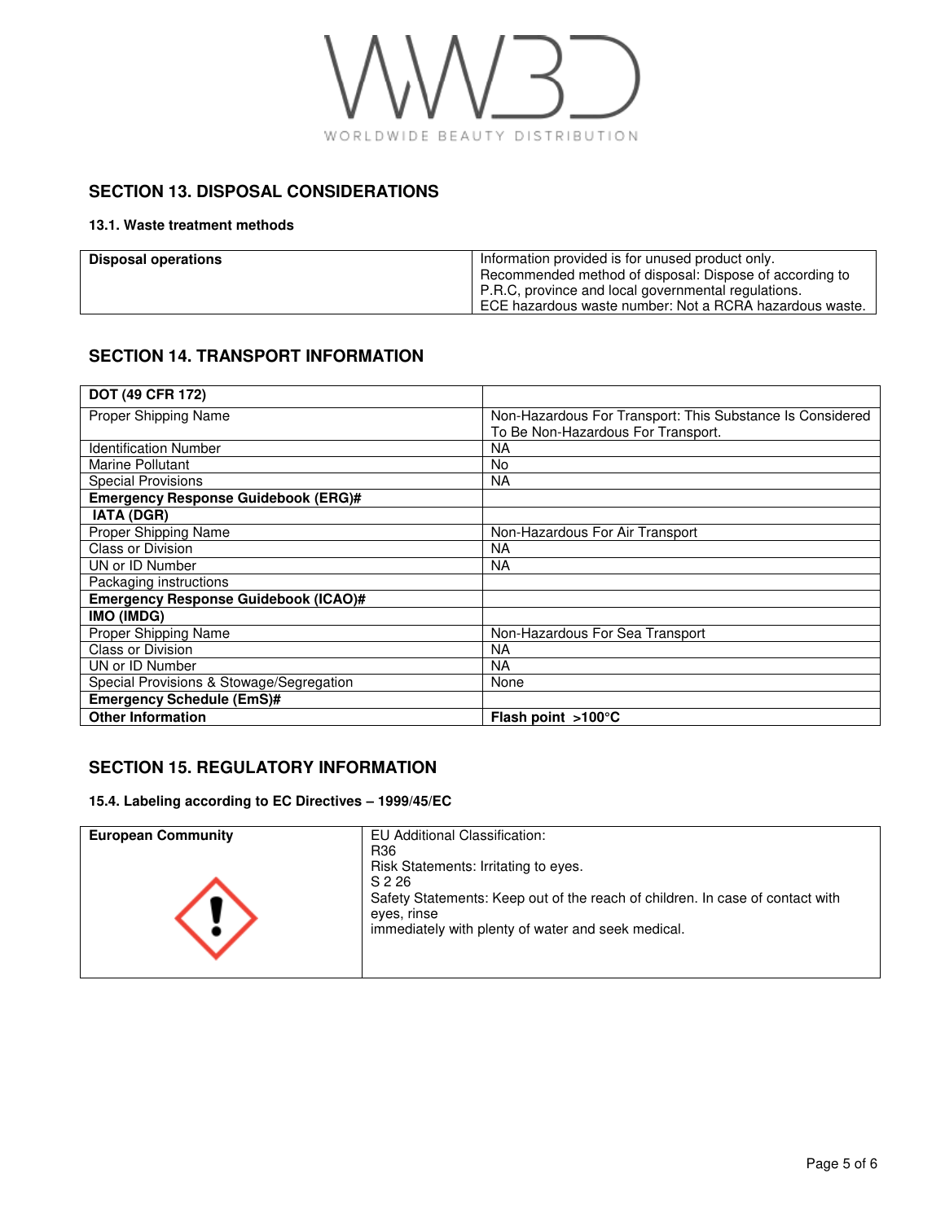## SECTION 13. DISPOSAL CONSIDERATIONS

### 13.1. Waste treatment methods

| Disposal operations | Information provided is for unused product only. Recommended method of disposal: Dispose of according to P.R.C, province and local governmental regulations. ECE hazardous waste number: Not a RCRA hazardous waste. |
|---|---|

## SECTION 14. TRANSPORT INFORMATION

| **DOT (49 CFR 172)** | |
|---|---|
| Proper Shipping Name | Non-Hazardous For Transport: This Substance Is Considered To Be Non-Hazardous For Transport. |
| Identification Number | NA |
| Marine Pollutant | No |
| Special Provisions | NA |
| **Emergency Response Guidebook (ERG)#** | |
| **IATA (DGR)** | |
| Proper Shipping Name | Non-Hazardous For Air Transport |
| Class or Division | NA |
| UN or ID Number | NA |
| Packaging instructions | |
| **Emergency Response Guidebook (ICAO)#** | |
| **IMO (IMDG)** | |
| Proper Shipping Name | Non-Hazardous For Sea Transport |
| Class or Division | NA |
| UN or ID Number | NA |
| Special Provisions & Stowage/Segregation | None |
| **Emergency Schedule (EmS)#** | |
| **Other Information** | **Flash point >100°C** |

## SECTION 15. REGULATORY INFORMATION

### 15.4. Labeling according to EC Directives – 1999/45/EC

| **European Community** | EU Additional Classification:<br>R36<br>Risk Statements: Irritating to eyes.<br>S 2 26<br>Safety Statements: Keep out of the reach of children. In case of contact with eyes, rinse immediately with plenty of water and seek medical. |
|---|---|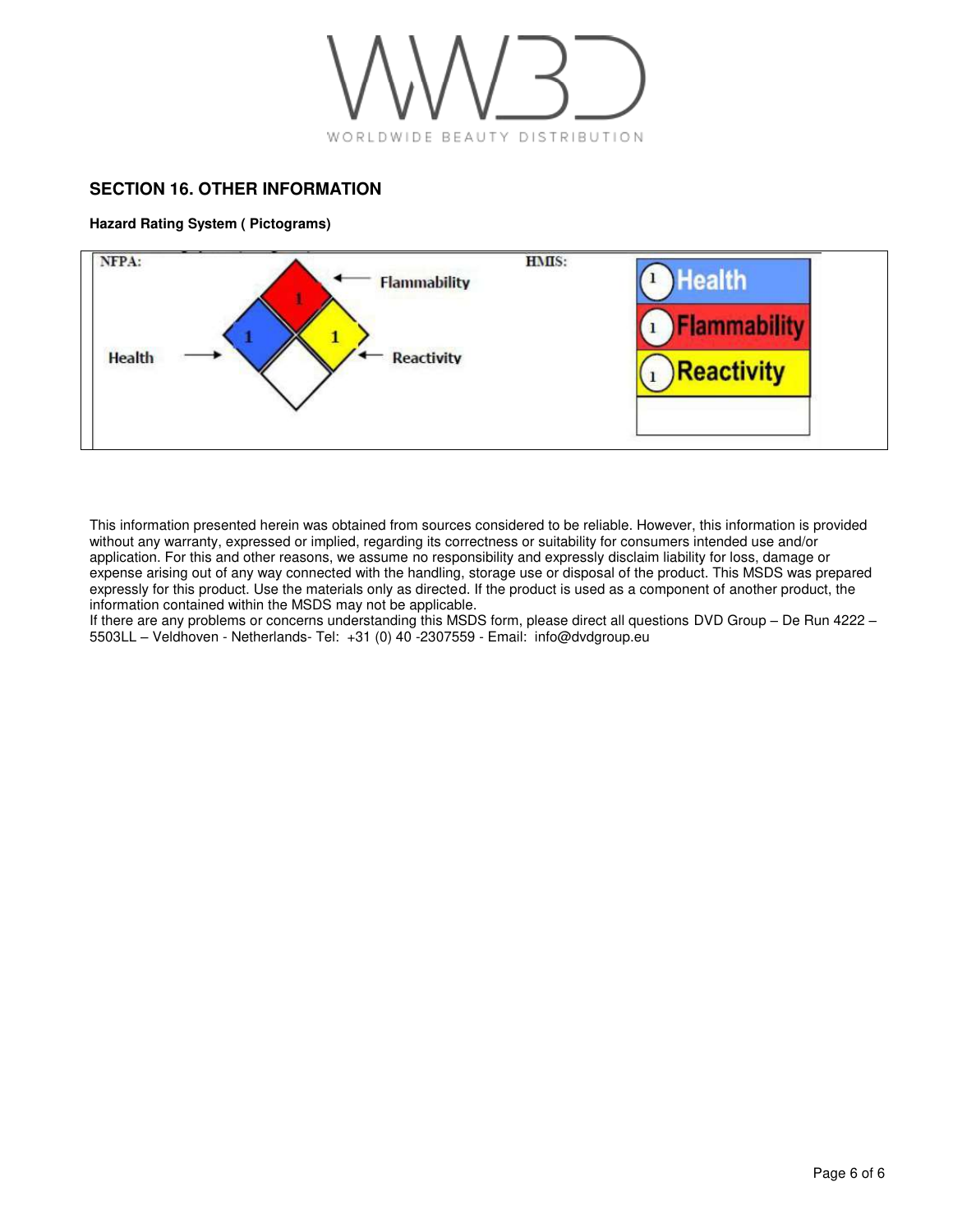## SECTION 16. OTHER INFORMATION

**Hazard Rating System ( Pictograms)**

NFPA:

Flammability 1

Health 1

Reactivity 1

HMIS:

1 Health

1 Flammability

1 Reactivity

This information presented herein was obtained from sources considered to be reliable. However, this information is provided without any warranty, expressed or implied, regarding its correctness or suitability for consumers intended use and/or application. For this and other reasons, we assume no responsibility and expressly disclaim liability for loss, damage or expense arising out of any way connected with the handling, storage use or disposal of the product. This MSDS was prepared expressly for this product. Use the materials only as directed. If the product is used as a component of another product, the information contained within the MSDS may not be applicable.
If there are any problems or concerns understanding this MSDS form, please direct all questions DVD Group – De Run 4222 – 5503LL – Veldhoven - Netherlands- Tel: +31 (0) 40 -2307559 - Email: info@dvdgroup.eu